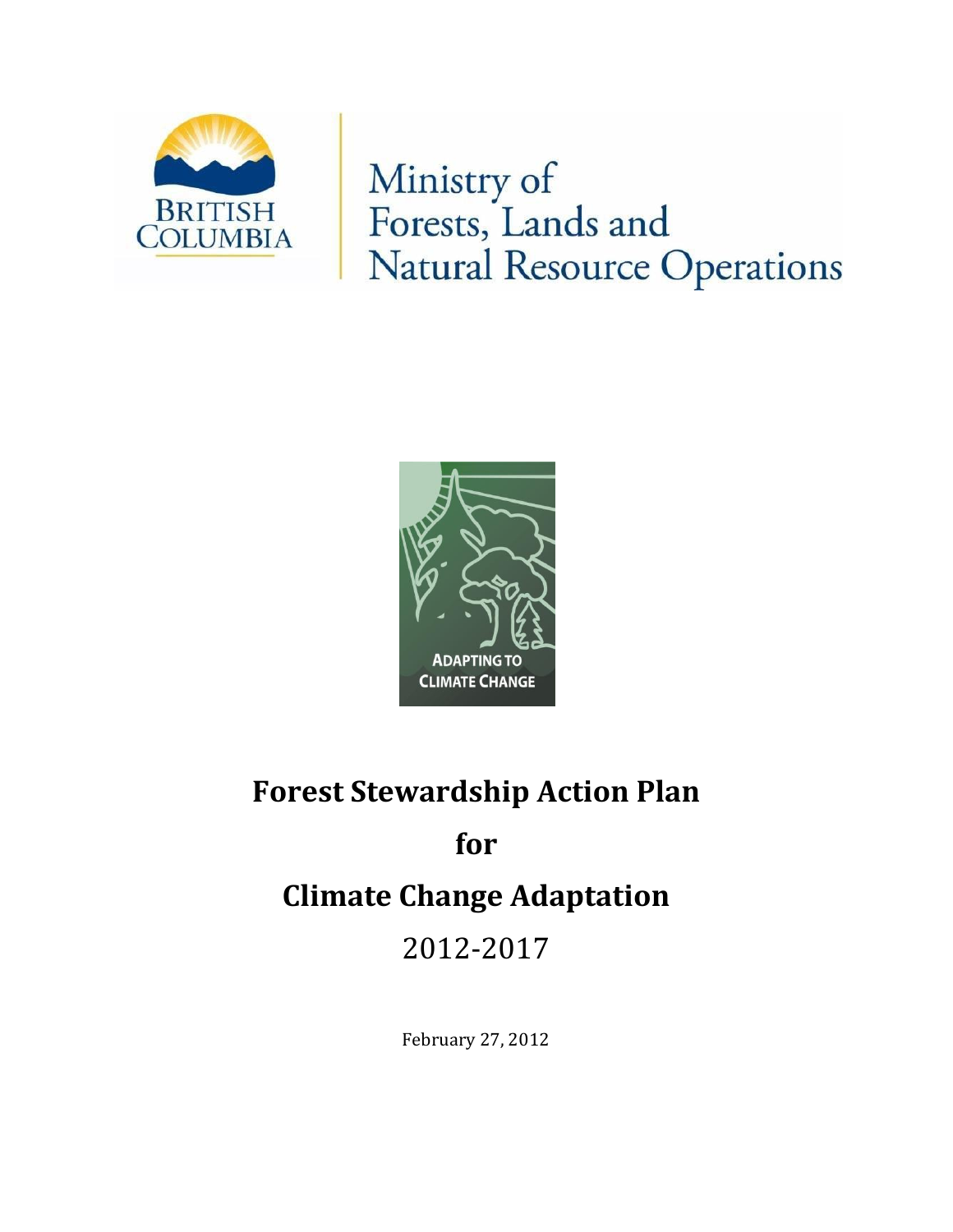British Columbia

Ministry of Forests, Lands and Natural Resource Operations

ADAPTING TO CLIMATE CHANGE

# Forest Stewardship Action Plan for Climate Change Adaptation

## 2012-2017

February 27, 2012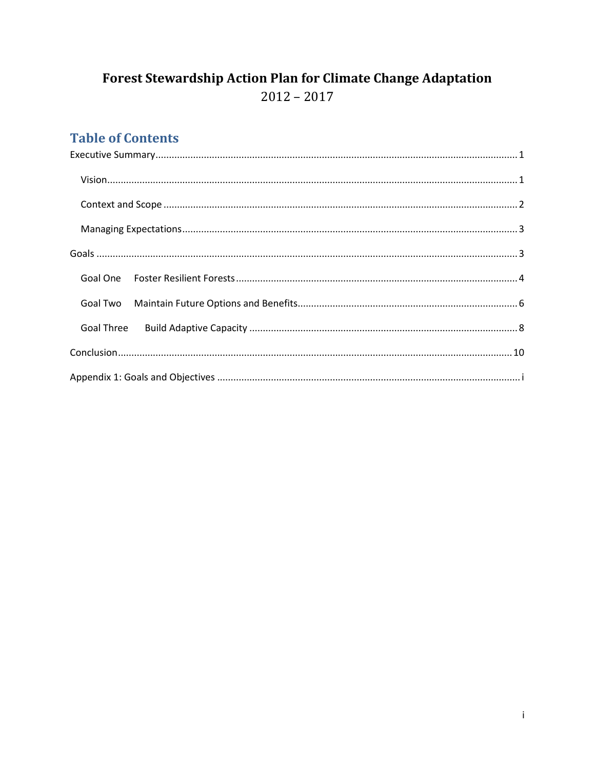# Forest Stewardship Action Plan for Climate Change Adaptation
2012 – 2017

## Table of Contents

Executive Summary .......... 1

- Vision .......... 1
- Context and Scope .......... 2
- Managing Expectations .......... 3

Goals .......... 3

- Goal One Foster Resilient Forests .......... 4
- Goal Two Maintain Future Options and Benefits .......... 6
- Goal Three Build Adaptive Capacity .......... 8

Conclusion .......... 10

Appendix 1: Goals and Objectives .......... i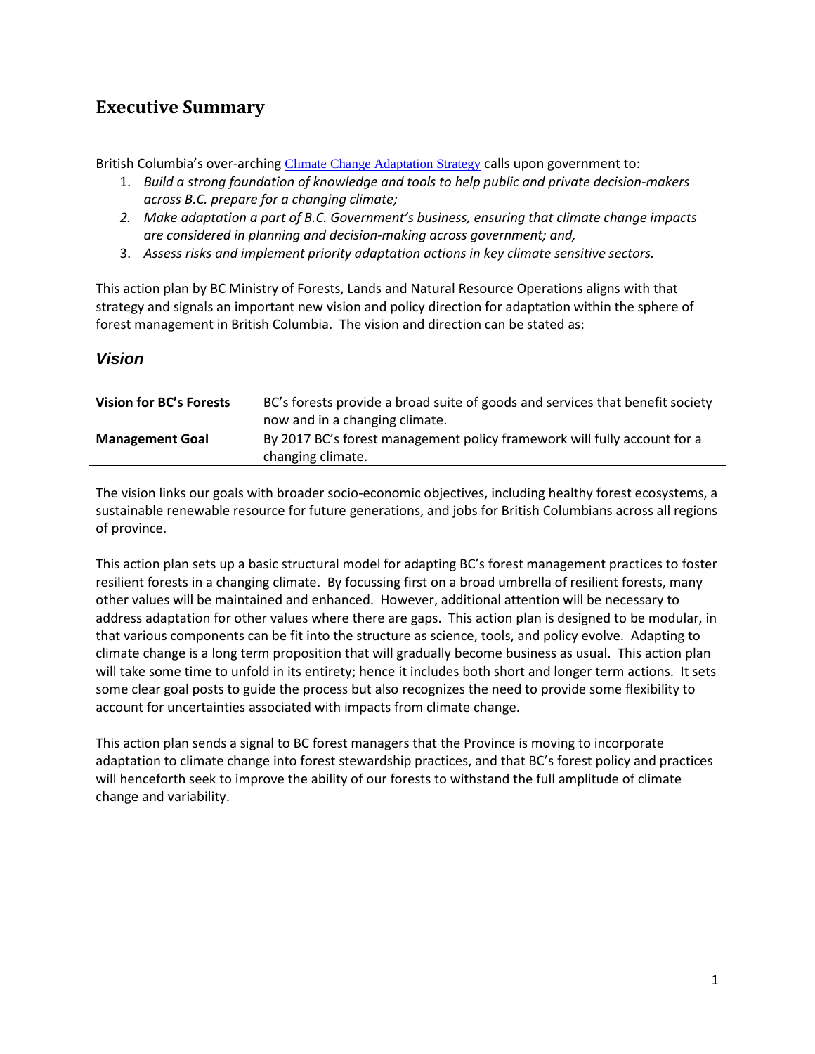# Executive Summary

British Columbia's over-arching Climate Change Adaptation Strategy calls upon government to:

1. *Build a strong foundation of knowledge and tools to help public and private decision-makers across B.C. prepare for a changing climate;*
2. *Make adaptation a part of B.C. Government's business, ensuring that climate change impacts are considered in planning and decision-making across government; and,*
3. *Assess risks and implement priority adaptation actions in key climate sensitive sectors.*

This action plan by BC Ministry of Forests, Lands and Natural Resource Operations aligns with that strategy and signals an important new vision and policy direction for adaptation within the sphere of forest management in British Columbia. The vision and direction can be stated as:

## *Vision*

| **Vision for BC's Forests** | BC's forests provide a broad suite of goods and services that benefit society now and in a changing climate. |
|---|---|
| **Management Goal** | By 2017 BC's forest management policy framework will fully account for a changing climate. |

The vision links our goals with broader socio-economic objectives, including healthy forest ecosystems, a sustainable renewable resource for future generations, and jobs for British Columbians across all regions of province.

This action plan sets up a basic structural model for adapting BC's forest management practices to foster resilient forests in a changing climate. By focussing first on a broad umbrella of resilient forests, many other values will be maintained and enhanced. However, additional attention will be necessary to address adaptation for other values where there are gaps. This action plan is designed to be modular, in that various components can be fit into the structure as science, tools, and policy evolve. Adapting to climate change is a long term proposition that will gradually become business as usual. This action plan will take some time to unfold in its entirety; hence it includes both short and longer term actions. It sets some clear goal posts to guide the process but also recognizes the need to provide some flexibility to account for uncertainties associated with impacts from climate change.

This action plan sends a signal to BC forest managers that the Province is moving to incorporate adaptation to climate change into forest stewardship practices, and that BC's forest policy and practices will henceforth seek to improve the ability of our forests to withstand the full amplitude of climate change and variability.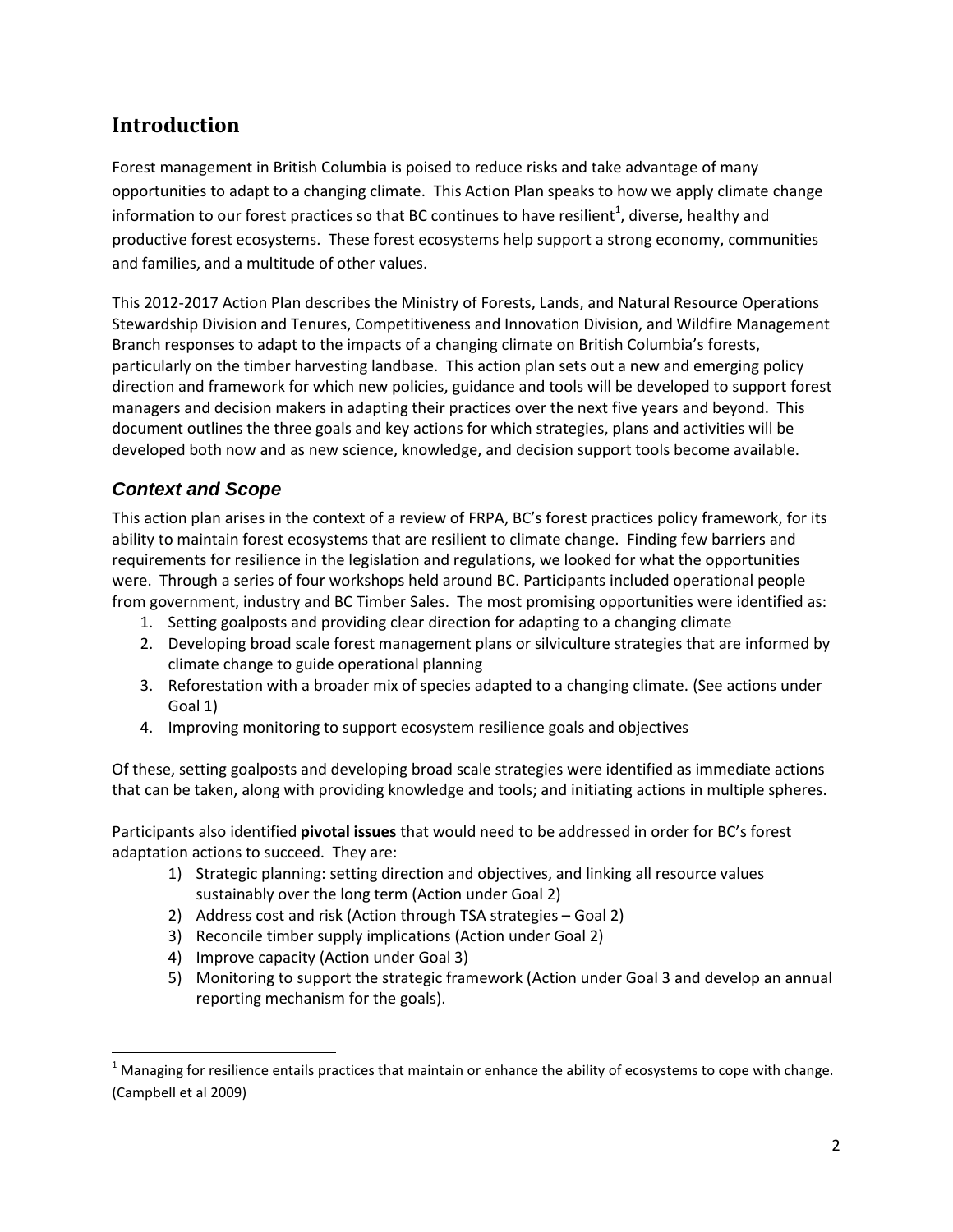# Introduction

Forest management in British Columbia is poised to reduce risks and take advantage of many opportunities to adapt to a changing climate. This Action Plan speaks to how we apply climate change information to our forest practices so that BC continues to have resilient[1], diverse, healthy and productive forest ecosystems. These forest ecosystems help support a strong economy, communities and families, and a multitude of other values.

This 2012-2017 Action Plan describes the Ministry of Forests, Lands, and Natural Resource Operations Stewardship Division and Tenures, Competitiveness and Innovation Division, and Wildfire Management Branch responses to adapt to the impacts of a changing climate on British Columbia's forests, particularly on the timber harvesting landbase. This action plan sets out a new and emerging policy direction and framework for which new policies, guidance and tools will be developed to support forest managers and decision makers in adapting their practices over the next five years and beyond. This document outlines the three goals and key actions for which strategies, plans and activities will be developed both now and as new science, knowledge, and decision support tools become available.

## *Context and Scope*

This action plan arises in the context of a review of FRPA, BC's forest practices policy framework, for its ability to maintain forest ecosystems that are resilient to climate change. Finding few barriers and requirements for resilience in the legislation and regulations, we looked for what the opportunities were. Through a series of four workshops held around BC. Participants included operational people from government, industry and BC Timber Sales. The most promising opportunities were identified as:

1. Setting goalposts and providing clear direction for adapting to a changing climate
2. Developing broad scale forest management plans or silviculture strategies that are informed by climate change to guide operational planning
3. Reforestation with a broader mix of species adapted to a changing climate. (See actions under Goal 1)
4. Improving monitoring to support ecosystem resilience goals and objectives

Of these, setting goalposts and developing broad scale strategies were identified as immediate actions that can be taken, along with providing knowledge and tools; and initiating actions in multiple spheres.

Participants also identified **pivotal issues** that would need to be addressed in order for BC's forest adaptation actions to succeed. They are:

1) Strategic planning: setting direction and objectives, and linking all resource values sustainably over the long term (Action under Goal 2)
2) Address cost and risk (Action through TSA strategies – Goal 2)
3) Reconcile timber supply implications (Action under Goal 2)
4) Improve capacity (Action under Goal 3)
5) Monitoring to support the strategic framework (Action under Goal 3 and develop an annual reporting mechanism for the goals).

[1] Managing for resilience entails practices that maintain or enhance the ability of ecosystems to cope with change. (Campbell et al 2009)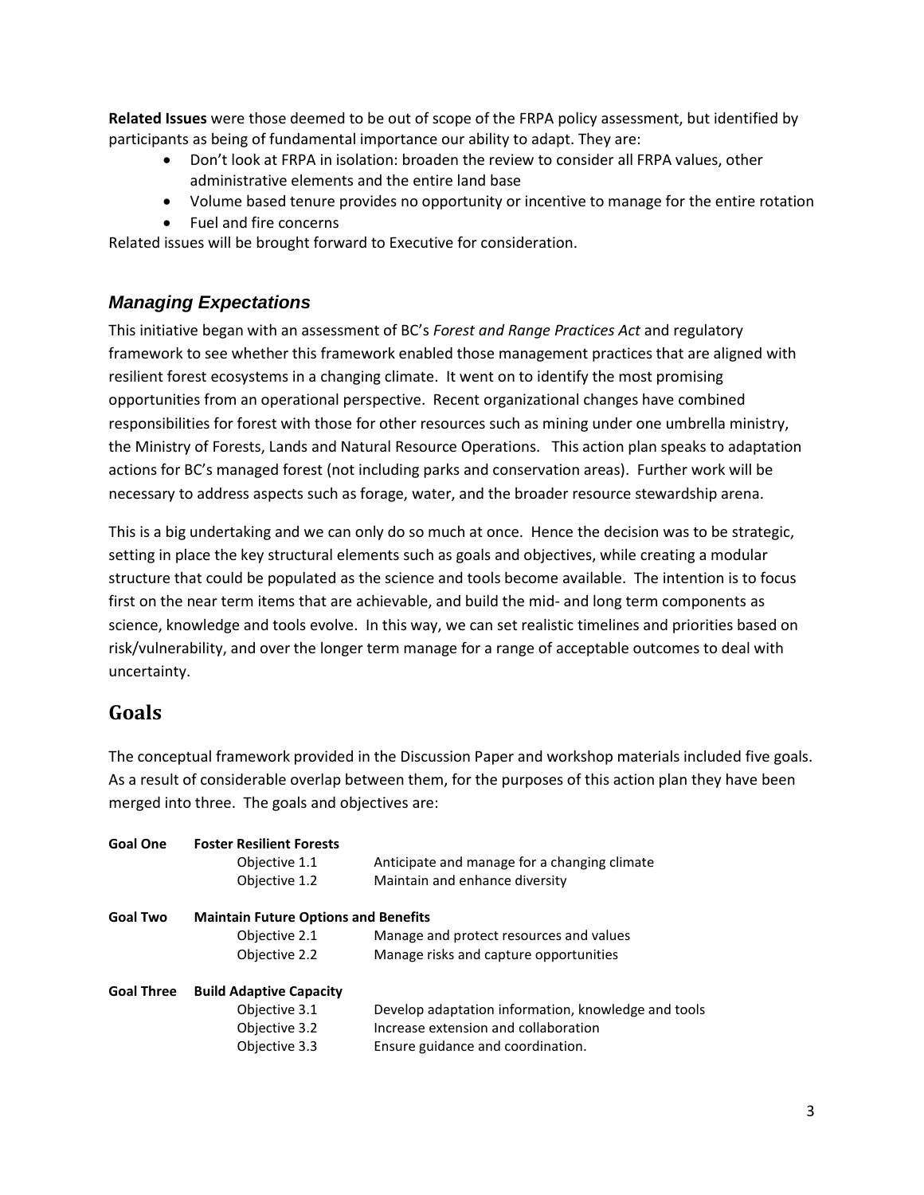**Related Issues** were those deemed to be out of scope of the FRPA policy assessment, but identified by participants as being of fundamental importance our ability to adapt. They are:

- Don't look at FRPA in isolation: broaden the review to consider all FRPA values, other administrative elements and the entire land base
- Volume based tenure provides no opportunity or incentive to manage for the entire rotation
- Fuel and fire concerns

Related issues will be brought forward to Executive for consideration.

### *Managing Expectations*

This initiative began with an assessment of BC's *Forest and Range Practices Act* and regulatory framework to see whether this framework enabled those management practices that are aligned with resilient forest ecosystems in a changing climate. It went on to identify the most promising opportunities from an operational perspective. Recent organizational changes have combined responsibilities for forest with those for other resources such as mining under one umbrella ministry, the Ministry of Forests, Lands and Natural Resource Operations. This action plan speaks to adaptation actions for BC's managed forest (not including parks and conservation areas). Further work will be necessary to address aspects such as forage, water, and the broader resource stewardship arena.

This is a big undertaking and we can only do so much at once. Hence the decision was to be strategic, setting in place the key structural elements such as goals and objectives, while creating a modular structure that could be populated as the science and tools become available. The intention is to focus first on the near term items that are achievable, and build the mid- and long term components as science, knowledge and tools evolve. In this way, we can set realistic timelines and priorities based on risk/vulnerability, and over the longer term manage for a range of acceptable outcomes to deal with uncertainty.

## Goals

The conceptual framework provided in the Discussion Paper and workshop materials included five goals. As a result of considerable overlap between them, for the purposes of this action plan they have been merged into three. The goals and objectives are:

**Goal One** **Foster Resilient Forests**

- Objective 1.1 Anticipate and manage for a changing climate
- Objective 1.2 Maintain and enhance diversity

**Goal Two** **Maintain Future Options and Benefits**

- Objective 2.1 Manage and protect resources and values
- Objective 2.2 Manage risks and capture opportunities

**Goal Three** **Build Adaptive Capacity**

- Objective 3.1 Develop adaptation information, knowledge and tools
- Objective 3.2 Increase extension and collaboration
- Objective 3.3 Ensure guidance and coordination.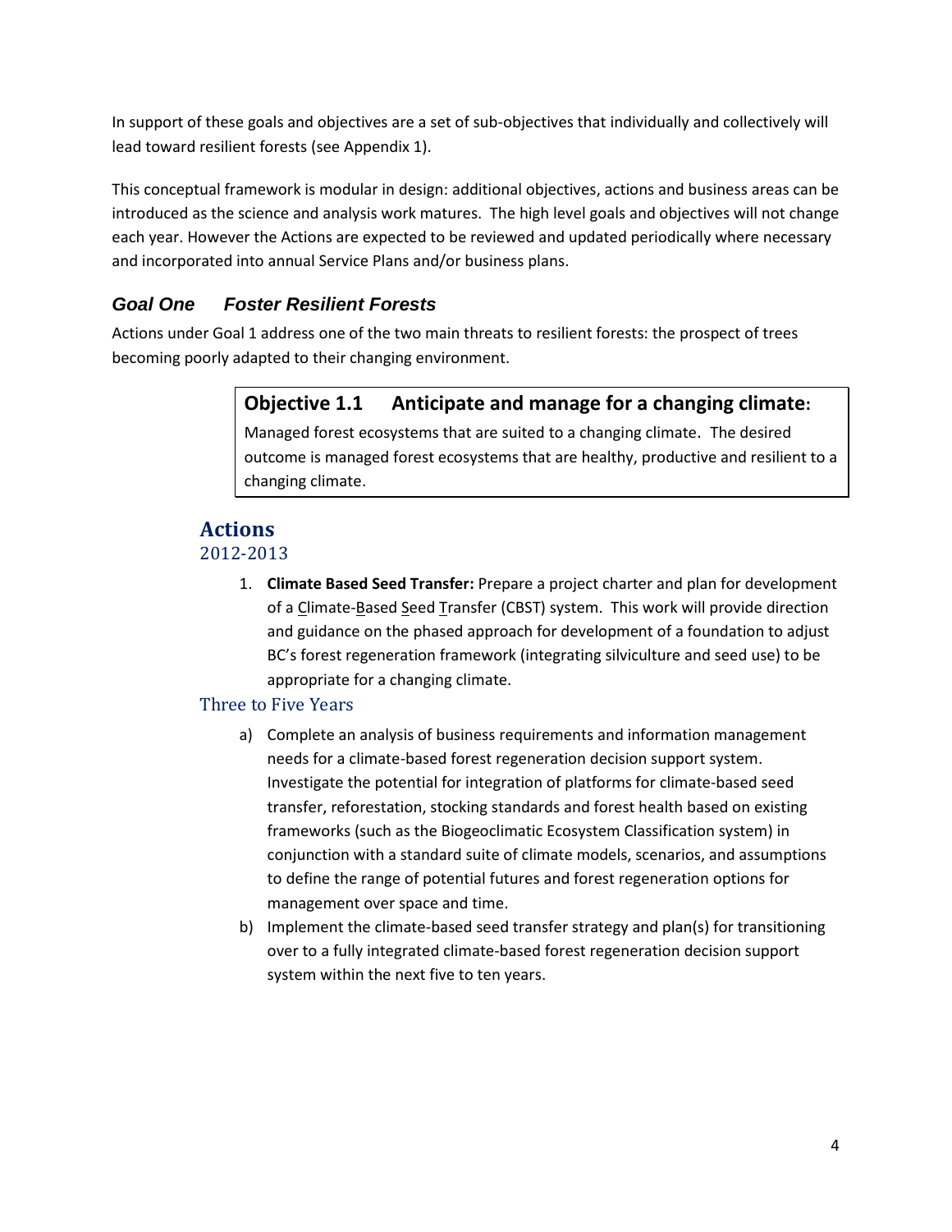In support of these goals and objectives are a set of sub-objectives that individually and collectively will lead toward resilient forests (see Appendix 1).

This conceptual framework is modular in design: additional objectives, actions and business areas can be introduced as the science and analysis work matures. The high level goals and objectives will not change each year. However the Actions are expected to be reviewed and updated periodically where necessary and incorporated into annual Service Plans and/or business plans.

## *Goal One Foster Resilient Forests*

Actions under Goal 1 address one of the two main threats to resilient forests: the prospect of trees becoming poorly adapted to their changing environment.

> **Objective 1.1 Anticipate and manage for a changing climate:**
>
> Managed forest ecosystems that are suited to a changing climate. The desired outcome is managed forest ecosystems that are healthy, productive and resilient to a changing climate.

### Actions

#### 2012-2013

1. **Climate Based Seed Transfer:** Prepare a project charter and plan for development of a Climate-Based Seed Transfer (CBST) system. This work will provide direction and guidance on the phased approach for development of a foundation to adjust BC's forest regeneration framework (integrating silviculture and seed use) to be appropriate for a changing climate.

#### Three to Five Years

a) Complete an analysis of business requirements and information management needs for a climate-based forest regeneration decision support system. Investigate the potential for integration of platforms for climate-based seed transfer, reforestation, stocking standards and forest health based on existing frameworks (such as the Biogeoclimatic Ecosystem Classification system) in conjunction with a standard suite of climate models, scenarios, and assumptions to define the range of potential futures and forest regeneration options for management over space and time.

b) Implement the climate-based seed transfer strategy and plan(s) for transitioning over to a fully integrated climate-based forest regeneration decision support system within the next five to ten years.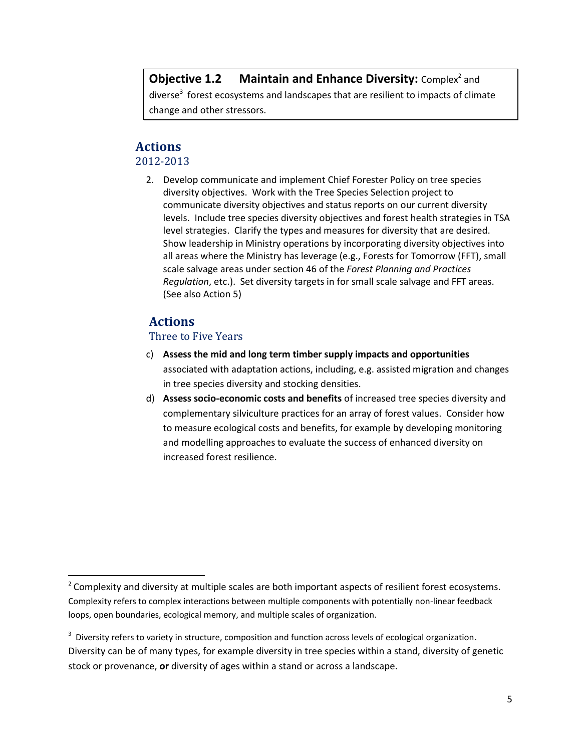**Objective 1.2 Maintain and Enhance Diversity:** Complex[2] and diverse[3] forest ecosystems and landscapes that are resilient to impacts of climate change and other stressors.

## Actions

### 2012-2013

2. Develop communicate and implement Chief Forester Policy on tree species diversity objectives. Work with the Tree Species Selection project to communicate diversity objectives and status reports on our current diversity levels. Include tree species diversity objectives and forest health strategies in TSA level strategies. Clarify the types and measures for diversity that are desired. Show leadership in Ministry operations by incorporating diversity objectives into all areas where the Ministry has leverage (e.g., Forests for Tomorrow (FFT), small scale salvage areas under section 46 of the *Forest Planning and Practices Regulation*, etc.). Set diversity targets in for small scale salvage and FFT areas. (See also Action 5)

## Actions

### Three to Five Years

c) **Assess the mid and long term timber supply impacts and opportunities** associated with adaptation actions, including, e.g. assisted migration and changes in tree species diversity and stocking densities.

d) **Assess socio-economic costs and benefits** of increased tree species diversity and complementary silviculture practices for an array of forest values. Consider how to measure ecological costs and benefits, for example by developing monitoring and modelling approaches to evaluate the success of enhanced diversity on increased forest resilience.

---

[2] Complexity and diversity at multiple scales are both important aspects of resilient forest ecosystems. Complexity refers to complex interactions between multiple components with potentially non-linear feedback loops, open boundaries, ecological memory, and multiple scales of organization.

[3] Diversity refers to variety in structure, composition and function across levels of ecological organization. Diversity can be of many types, for example diversity in tree species within a stand, diversity of genetic stock or provenance, **or** diversity of ages within a stand or across a landscape.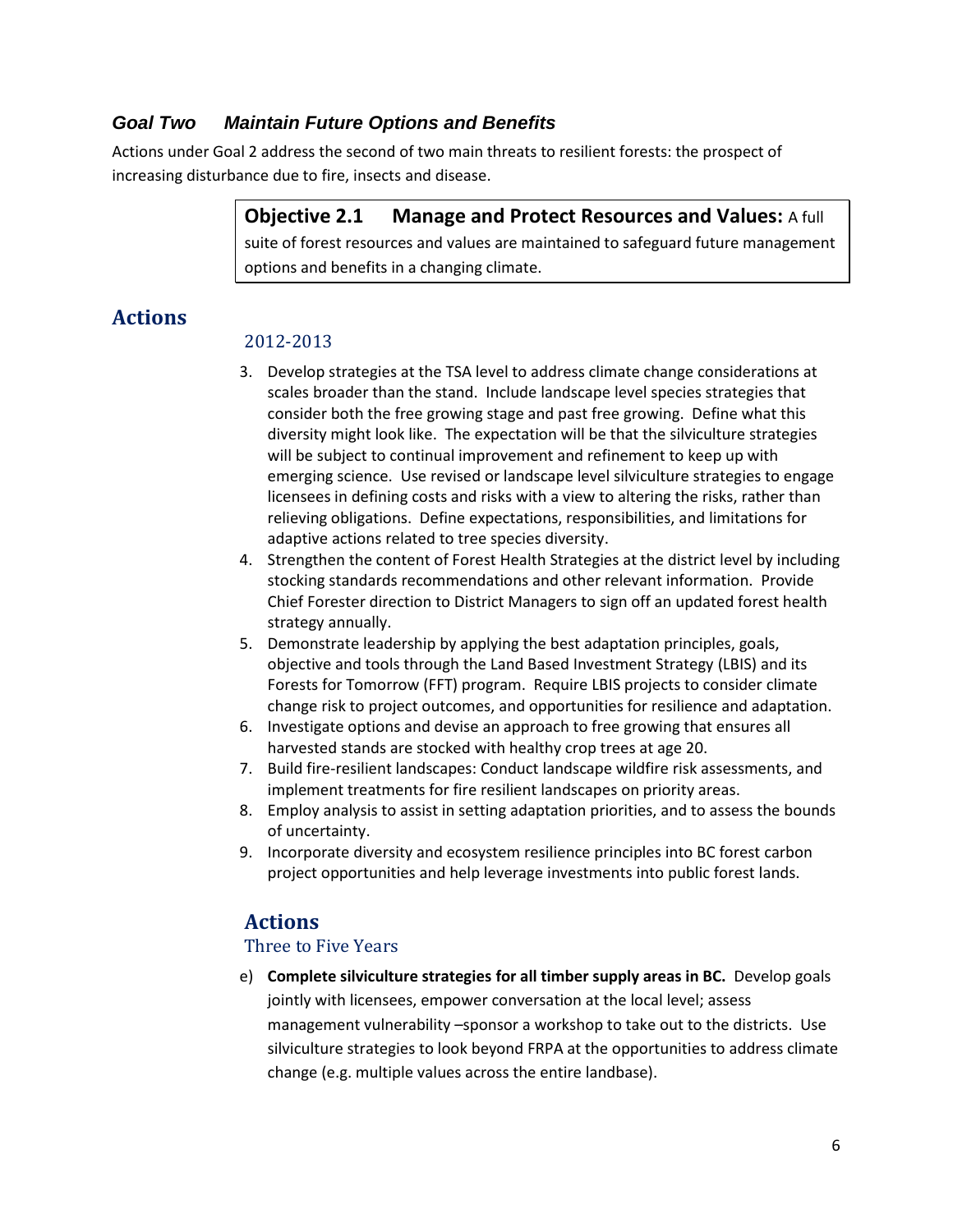### *Goal Two Maintain Future Options and Benefits*

Actions under Goal 2 address the second of two main threats to resilient forests: the prospect of increasing disturbance due to fire, insects and disease.

> **Objective 2.1 Manage and Protect Resources and Values:** A full suite of forest resources and values are maintained to safeguard future management options and benefits in a changing climate.

## Actions

### 2012-2013

3. Develop strategies at the TSA level to address climate change considerations at scales broader than the stand. Include landscape level species strategies that consider both the free growing stage and past free growing. Define what this diversity might look like. The expectation will be that the silviculture strategies will be subject to continual improvement and refinement to keep up with emerging science. Use revised or landscape level silviculture strategies to engage licensees in defining costs and risks with a view to altering the risks, rather than relieving obligations. Define expectations, responsibilities, and limitations for adaptive actions related to tree species diversity.
4. Strengthen the content of Forest Health Strategies at the district level by including stocking standards recommendations and other relevant information. Provide Chief Forester direction to District Managers to sign off an updated forest health strategy annually.
5. Demonstrate leadership by applying the best adaptation principles, goals, objective and tools through the Land Based Investment Strategy (LBIS) and its Forests for Tomorrow (FFT) program. Require LBIS projects to consider climate change risk to project outcomes, and opportunities for resilience and adaptation.
6. Investigate options and devise an approach to free growing that ensures all harvested stands are stocked with healthy crop trees at age 20.
7. Build fire-resilient landscapes: Conduct landscape wildfire risk assessments, and implement treatments for fire resilient landscapes on priority areas.
8. Employ analysis to assist in setting adaptation priorities, and to assess the bounds of uncertainty.
9. Incorporate diversity and ecosystem resilience principles into BC forest carbon project opportunities and help leverage investments into public forest lands.

## Actions

### Three to Five Years

e) **Complete silviculture strategies for all timber supply areas in BC.** Develop goals jointly with licensees, empower conversation at the local level; assess management vulnerability –sponsor a workshop to take out to the districts. Use silviculture strategies to look beyond FRPA at the opportunities to address climate change (e.g. multiple values across the entire landbase).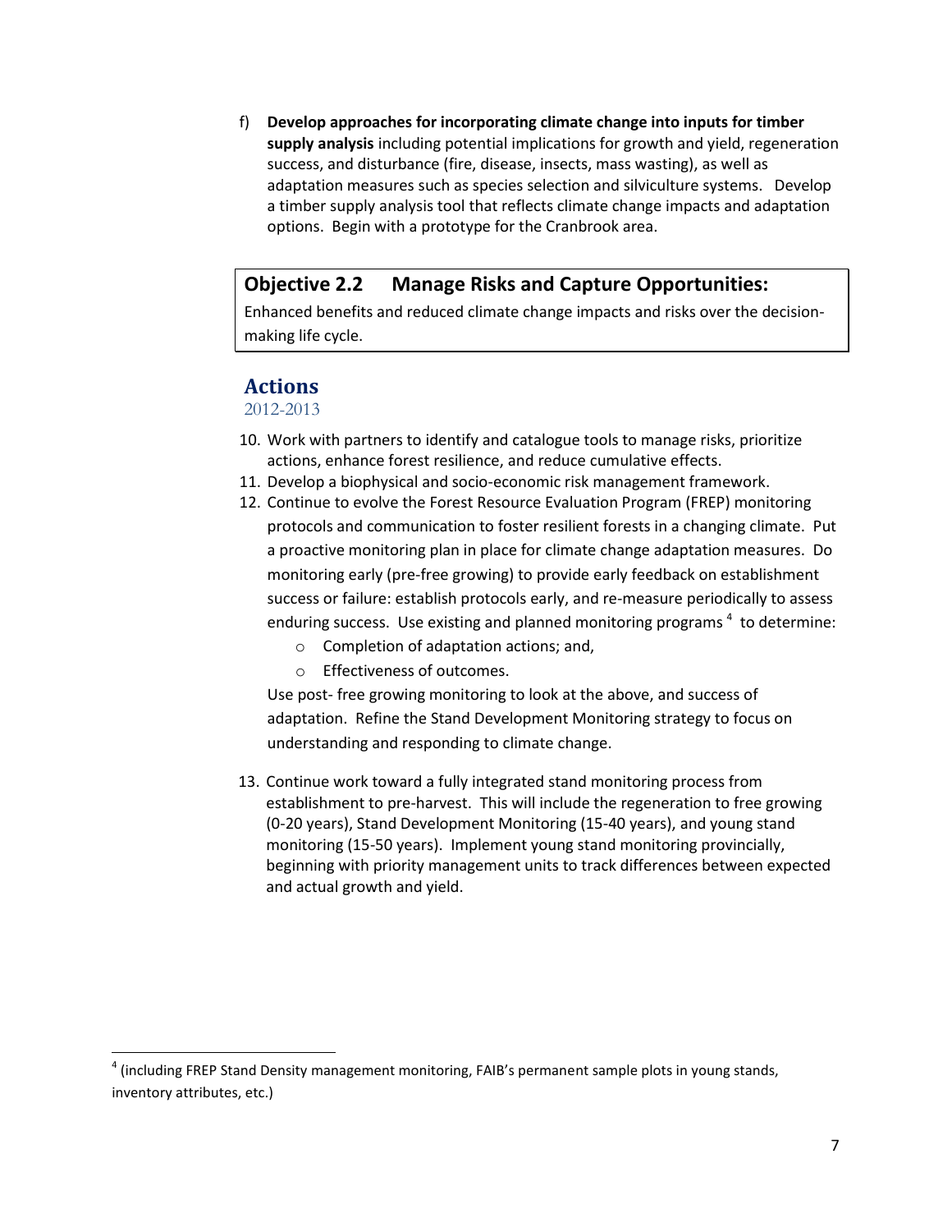f) **Develop approaches for incorporating climate change into inputs for timber supply analysis** including potential implications for growth and yield, regeneration success, and disturbance (fire, disease, insects, mass wasting), as well as adaptation measures such as species selection and silviculture systems. Develop a timber supply analysis tool that reflects climate change impacts and adaptation options. Begin with a prototype for the Cranbrook area.

## Objective 2.2 Manage Risks and Capture Opportunities:

Enhanced benefits and reduced climate change impacts and risks over the decision-making life cycle.

### Actions

2012-2013

10. Work with partners to identify and catalogue tools to manage risks, prioritize actions, enhance forest resilience, and reduce cumulative effects.
11. Develop a biophysical and socio-economic risk management framework.
12. Continue to evolve the Forest Resource Evaluation Program (FREP) monitoring protocols and communication to foster resilient forests in a changing climate. Put a proactive monitoring plan in place for climate change adaptation measures. Do monitoring early (pre-free growing) to provide early feedback on establishment success or failure: establish protocols early, and re-measure periodically to assess enduring success. Use existing and planned monitoring programs [4] to determine:
    - Completion of adaptation actions; and,
    - Effectiveness of outcomes.

    Use post- free growing monitoring to look at the above, and success of adaptation. Refine the Stand Development Monitoring strategy to focus on understanding and responding to climate change.

13. Continue work toward a fully integrated stand monitoring process from establishment to pre-harvest. This will include the regeneration to free growing (0-20 years), Stand Development Monitoring (15-40 years), and young stand monitoring (15-50 years). Implement young stand monitoring provincially, beginning with priority management units to track differences between expected and actual growth and yield.

[4] (including FREP Stand Density management monitoring, FAIB's permanent sample plots in young stands, inventory attributes, etc.)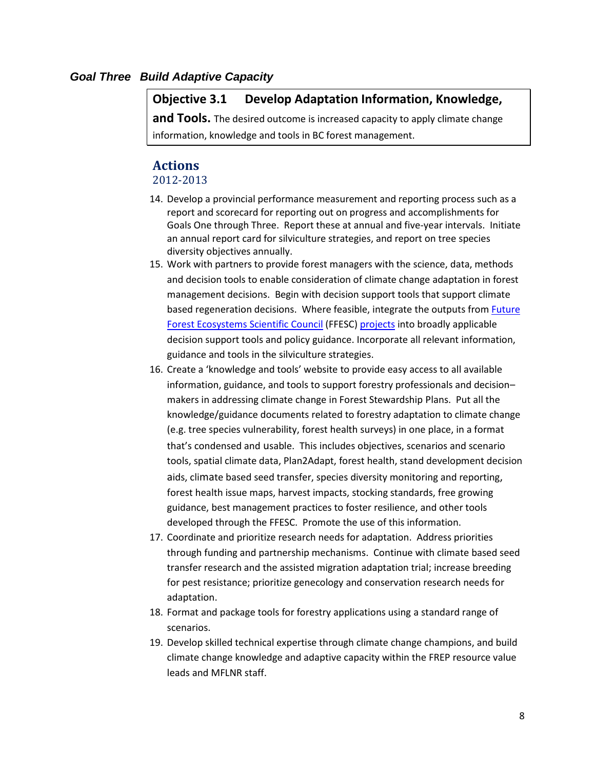## *Goal Three Build Adaptive Capacity*

**Objective 3.1 Develop Adaptation Information, Knowledge, and Tools.** The desired outcome is increased capacity to apply climate change information, knowledge and tools in BC forest management.

### Actions

2012-2013

14. Develop a provincial performance measurement and reporting process such as a report and scorecard for reporting out on progress and accomplishments for Goals One through Three. Report these at annual and five-year intervals. Initiate an annual report card for silviculture strategies, and report on tree species diversity objectives annually.
15. Work with partners to provide forest managers with the science, data, methods and decision tools to enable consideration of climate change adaptation in forest management decisions. Begin with decision support tools that support climate based regeneration decisions. Where feasible, integrate the outputs from Future Forest Ecosystems Scientific Council (FFESC) projects into broadly applicable decision support tools and policy guidance. Incorporate all relevant information, guidance and tools in the silviculture strategies.
16. Create a 'knowledge and tools' website to provide easy access to all available information, guidance, and tools to support forestry professionals and decision–makers in addressing climate change in Forest Stewardship Plans. Put all the knowledge/guidance documents related to forestry adaptation to climate change (e.g. tree species vulnerability, forest health surveys) in one place, in a format that's condensed and usable. This includes objectives, scenarios and scenario tools, spatial climate data, Plan2Adapt, forest health, stand development decision aids, climate based seed transfer, species diversity monitoring and reporting, forest health issue maps, harvest impacts, stocking standards, free growing guidance, best management practices to foster resilience, and other tools developed through the FFESC. Promote the use of this information.
17. Coordinate and prioritize research needs for adaptation. Address priorities through funding and partnership mechanisms. Continue with climate based seed transfer research and the assisted migration adaptation trial; increase breeding for pest resistance; prioritize genecology and conservation research needs for adaptation.
18. Format and package tools for forestry applications using a standard range of scenarios.
19. Develop skilled technical expertise through climate change champions, and build climate change knowledge and adaptive capacity within the FREP resource value leads and MFLNR staff.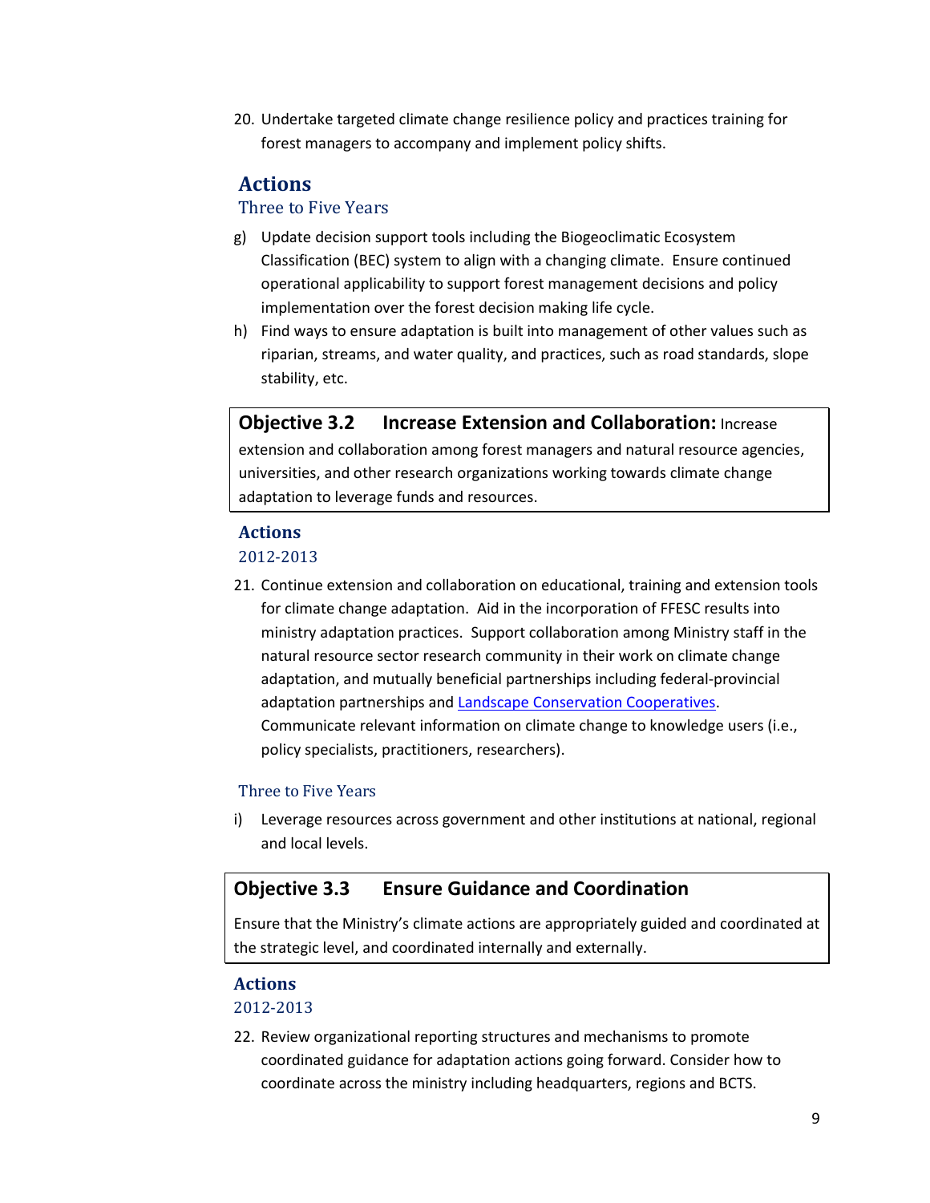20. Undertake targeted climate change resilience policy and practices training for forest managers to accompany and implement policy shifts.

## Actions

### Three to Five Years

g) Update decision support tools including the Biogeoclimatic Ecosystem Classification (BEC) system to align with a changing climate. Ensure continued operational applicability to support forest management decisions and policy implementation over the forest decision making life cycle.

h) Find ways to ensure adaptation is built into management of other values such as riparian, streams, and water quality, and practices, such as road standards, slope stability, etc.

**Objective 3.2 Increase Extension and Collaboration:** Increase extension and collaboration among forest managers and natural resource agencies, universities, and other research organizations working towards climate change adaptation to leverage funds and resources.

## Actions

### 2012-2013

21. Continue extension and collaboration on educational, training and extension tools for climate change adaptation. Aid in the incorporation of FFESC results into ministry adaptation practices. Support collaboration among Ministry staff in the natural resource sector research community in their work on climate change adaptation, and mutually beneficial partnerships including federal-provincial adaptation partnerships and Landscape Conservation Cooperatives. Communicate relevant information on climate change to knowledge users (i.e., policy specialists, practitioners, researchers).

### Three to Five Years

i) Leverage resources across government and other institutions at national, regional and local levels.

**Objective 3.3 Ensure Guidance and Coordination**

Ensure that the Ministry's climate actions are appropriately guided and coordinated at the strategic level, and coordinated internally and externally.

## Actions

### 2012-2013

22. Review organizational reporting structures and mechanisms to promote coordinated guidance for adaptation actions going forward. Consider how to coordinate across the ministry including headquarters, regions and BCTS.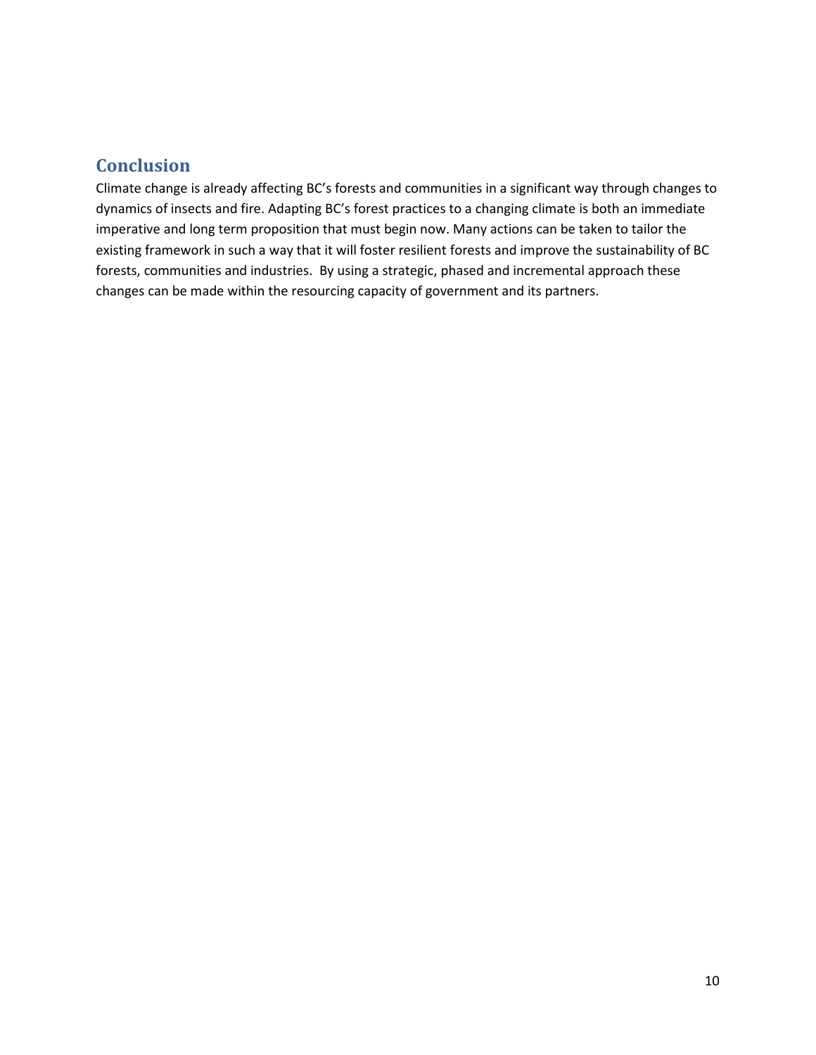## Conclusion

Climate change is already affecting BC's forests and communities in a significant way through changes to dynamics of insects and fire. Adapting BC's forest practices to a changing climate is both an immediate imperative and long term proposition that must begin now. Many actions can be taken to tailor the existing framework in such a way that it will foster resilient forests and improve the sustainability of BC forests, communities and industries. By using a strategic, phased and incremental approach these changes can be made within the resourcing capacity of government and its partners.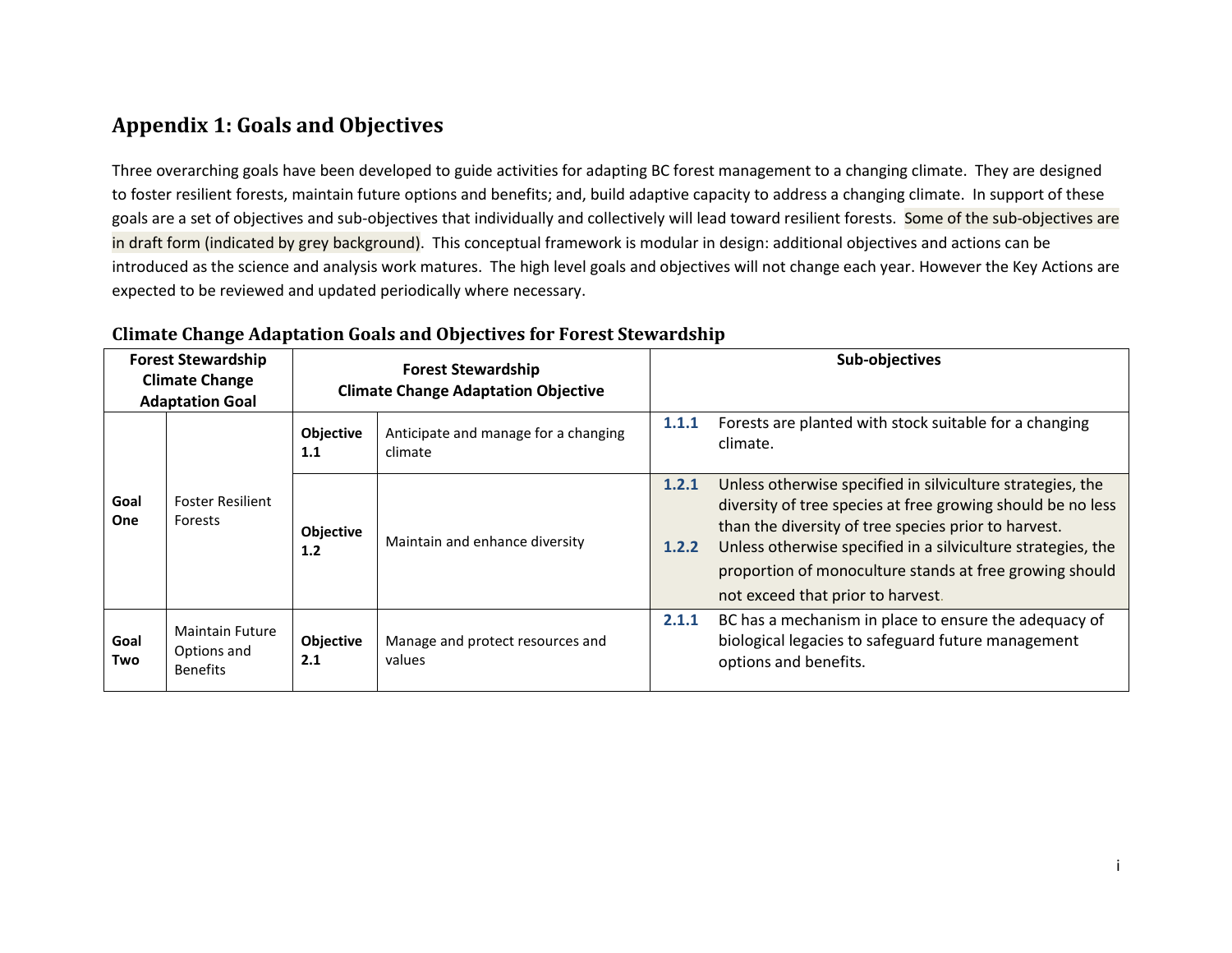## Appendix 1: Goals and Objectives

Three overarching goals have been developed to guide activities for adapting BC forest management to a changing climate. They are designed to foster resilient forests, maintain future options and benefits; and, build adaptive capacity to address a changing climate. In support of these goals are a set of objectives and sub-objectives that individually and collectively will lead toward resilient forests. Some of the sub-objectives are in draft form (indicated by grey background). This conceptual framework is modular in design: additional objectives and actions can be introduced as the science and analysis work matures. The high level goals and objectives will not change each year. However the Key Actions are expected to be reviewed and updated periodically where necessary.

### Climate Change Adaptation Goals and Objectives for Forest Stewardship

| Forest Stewardship Climate Change Adaptation Goal | | Forest Stewardship Climate Change Adaptation Objective | | Sub-objectives | |
|---|---|---|---|---|---|
| **Goal One** | Foster Resilient Forests | **Objective 1.1** | Anticipate and manage for a changing climate | **1.1.1** | Forests are planted with stock suitable for a changing climate. |
| | | **Objective 1.2** | Maintain and enhance diversity | **1.2.1** | Unless otherwise specified in silviculture strategies, the diversity of tree species at free growing should be no less than the diversity of tree species prior to harvest. |
| | | | | **1.2.2** | Unless otherwise specified in a silviculture strategies, the proportion of monoculture stands at free growing should not exceed that prior to harvest. |
| **Goal Two** | Maintain Future Options and Benefits | **Objective 2.1** | Manage and protect resources and values | **2.1.1** | BC has a mechanism in place to ensure the adequacy of biological legacies to safeguard future management options and benefits. |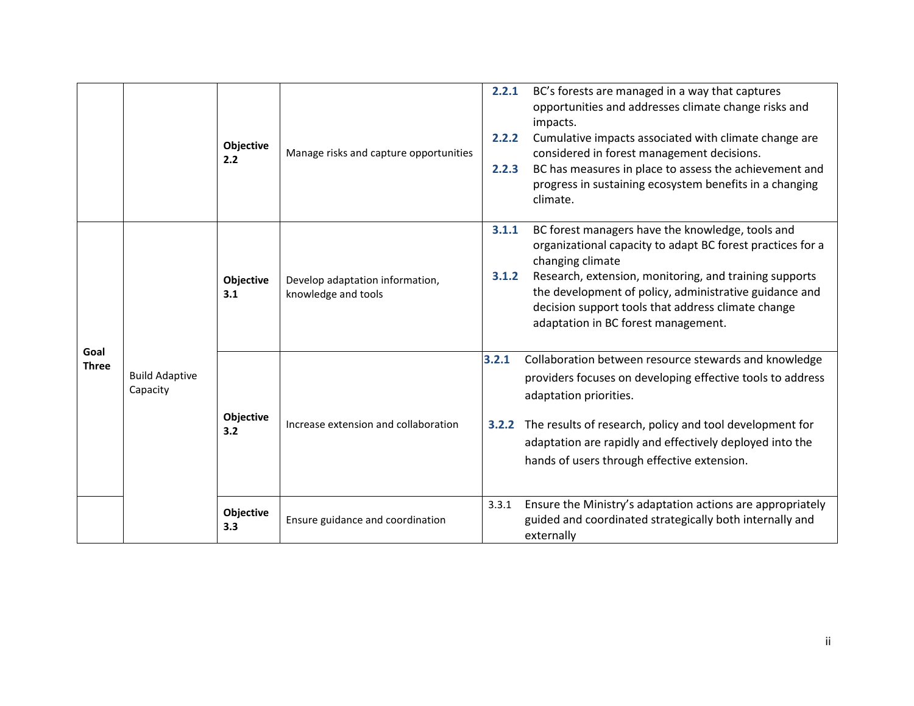| | | | | |
|---|---|---|---|---|
| | | **Objective 2.2** | Manage risks and capture opportunities | **2.2.1** BC's forests are managed in a way that captures opportunities and addresses climate change risks and impacts.<br>**2.2.2** Cumulative impacts associated with climate change are considered in forest management decisions.<br>**2.2.3** BC has measures in place to assess the achievement and progress in sustaining ecosystem benefits in a changing climate. |
| **Goal Three** | Build Adaptive Capacity | **Objective 3.1** | Develop adaptation information, knowledge and tools | **3.1.1** BC forest managers have the knowledge, tools and organizational capacity to adapt BC forest practices for a changing climate<br>**3.1.2** Research, extension, monitoring, and training supports the development of policy, administrative guidance and decision support tools that address climate change adaptation in BC forest management. |
| | | **Objective 3.2** | Increase extension and collaboration | **3.2.1** Collaboration between resource stewards and knowledge providers focuses on developing effective tools to address adaptation priorities.<br>**3.2.2** The results of research, policy and tool development for adaptation are rapidly and effectively deployed into the hands of users through effective extension. |
| | | **Objective 3.3** | Ensure guidance and coordination | 3.3.1 Ensure the Ministry's adaptation actions are appropriately guided and coordinated strategically both internally and externally |